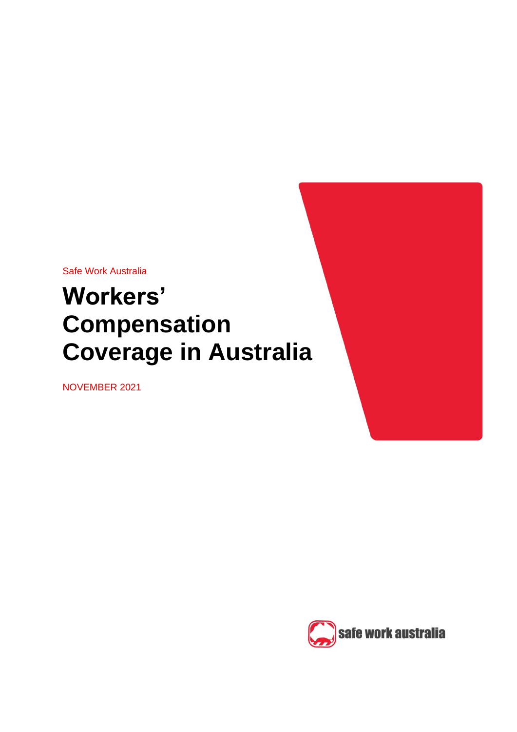Safe Work Australia

# Workers' Compensation Coverage in Australia

NOVEMBER 2021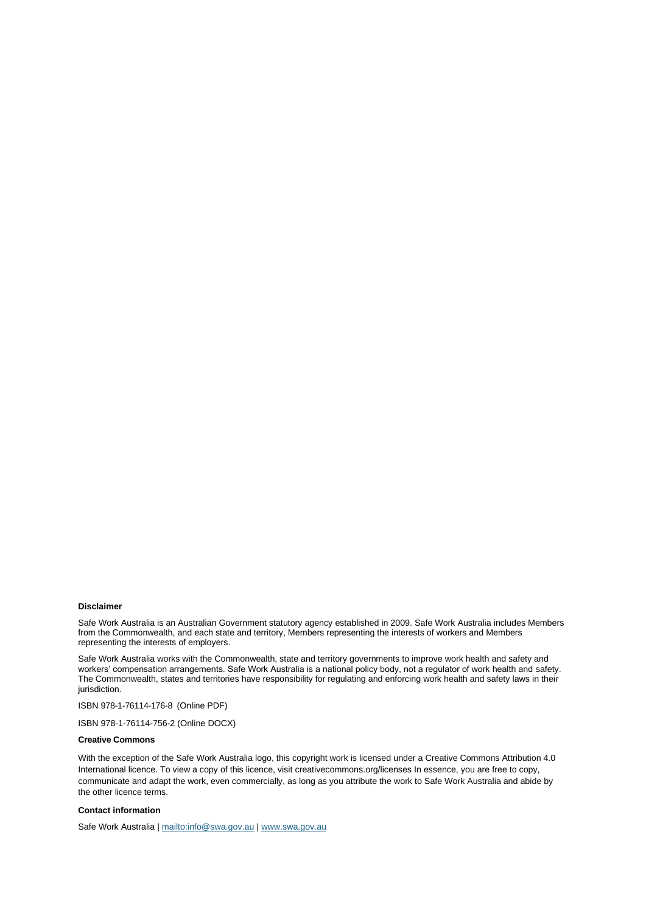**Disclaimer**

Safe Work Australia is an Australian Government statutory agency established in 2009. Safe Work Australia includes Members from the Commonwealth, and each state and territory, Members representing the interests of workers and Members representing the interests of employers.

Safe Work Australia works with the Commonwealth, state and territory governments to improve work health and safety and workers' compensation arrangements. Safe Work Australia is a national policy body, not a regulator of work health and safety. The Commonwealth, states and territories have responsibility for regulating and enforcing work health and safety laws in their jurisdiction.

ISBN 978-1-76114-176-8 (Online PDF)

ISBN 978-1-76114-756-2 (Online DOCX)

**Creative Commons**

With the exception of the Safe Work Australia logo, this copyright work is licensed under a Creative Commons Attribution 4.0 International licence. To view a copy of this licence, visit creativecommons.org/licenses In essence, you are free to copy, communicate and adapt the work, even commercially, as long as you attribute the work to Safe Work Australia and abide by the other licence terms.

**Contact information**

Safe Work Australia | [mailto:info@swa.gov.au](mailto:info@swa.gov.au) | [www.swa.gov.au](http://www.swa.gov.au)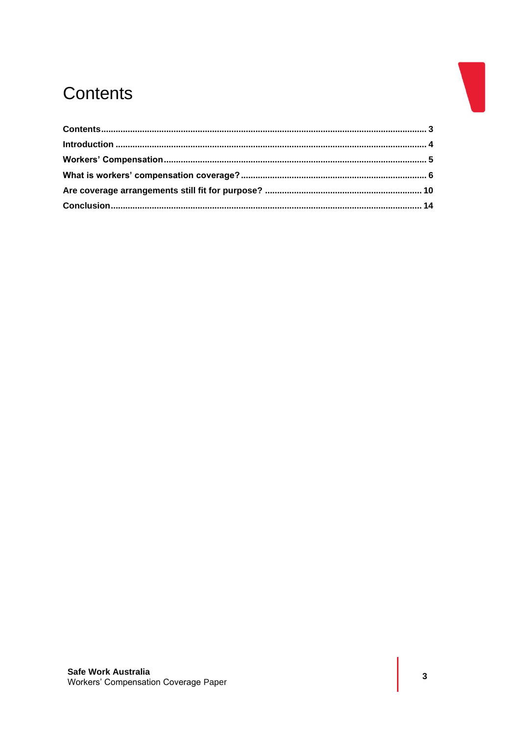# Contents

| | |
|---|---|
| **Contents** | **3** |
| **Introduction** | **4** |
| **Workers' Compensation** | **5** |
| **What is workers' compensation coverage?** | **6** |
| **Are coverage arrangements still fit for purpose?** | **10** |
| **Conclusion** | **14** |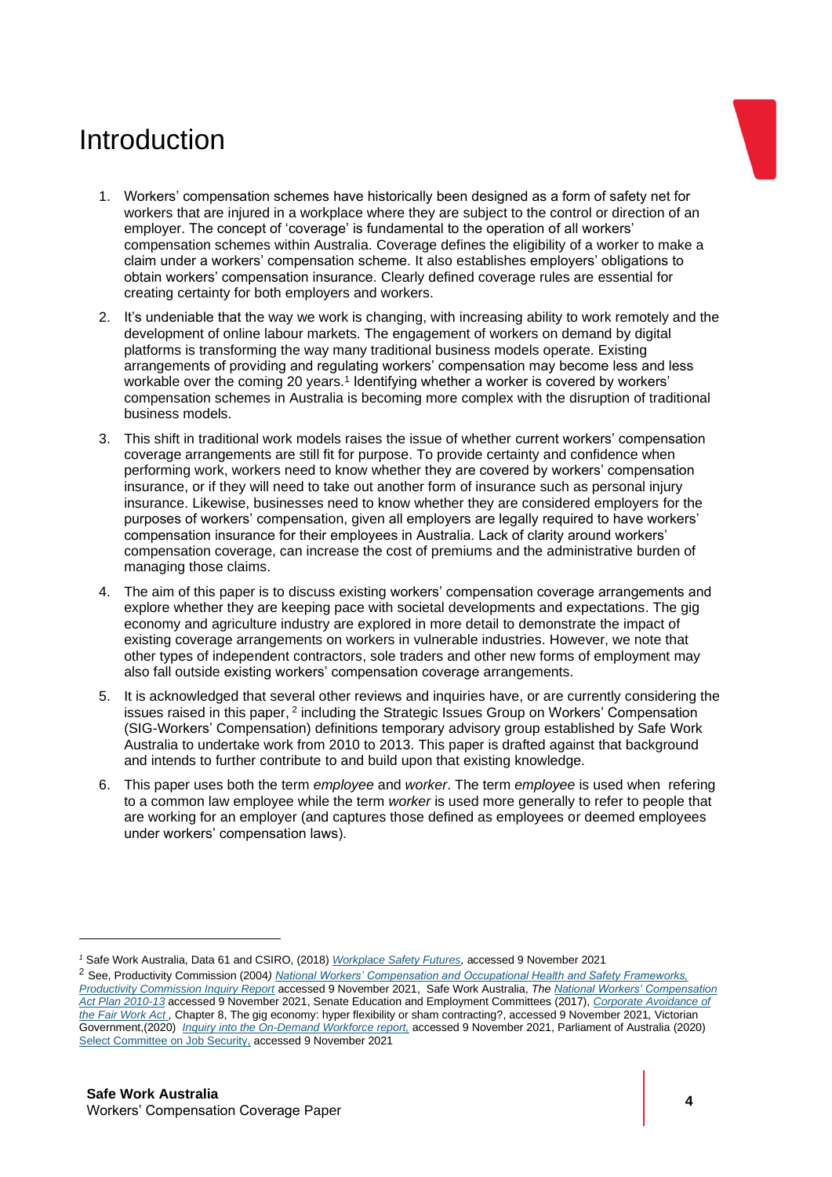# Introduction

1. Workers' compensation schemes have historically been designed as a form of safety net for workers that are injured in a workplace where they are subject to the control or direction of an employer. The concept of 'coverage' is fundamental to the operation of all workers' compensation schemes within Australia. Coverage defines the eligibility of a worker to make a claim under a workers' compensation scheme. It also establishes employers' obligations to obtain workers' compensation insurance. Clearly defined coverage rules are essential for creating certainty for both employers and workers.

2. It's undeniable that the way we work is changing, with increasing ability to work remotely and the development of online labour markets. The engagement of workers on demand by digital platforms is transforming the way many traditional business models operate. Existing arrangements of providing and regulating workers' compensation may become less and less workable over the coming 20 years.[1] Identifying whether a worker is covered by workers' compensation schemes in Australia is becoming more complex with the disruption of traditional business models.

3. This shift in traditional work models raises the issue of whether current workers' compensation coverage arrangements are still fit for purpose. To provide certainty and confidence when performing work, workers need to know whether they are covered by workers' compensation insurance, or if they will need to take out another form of insurance such as personal injury insurance. Likewise, businesses need to know whether they are considered employers for the purposes of workers' compensation, given all employers are legally required to have workers' compensation insurance for their employees in Australia. Lack of clarity around workers' compensation coverage, can increase the cost of premiums and the administrative burden of managing those claims.

4. The aim of this paper is to discuss existing workers' compensation coverage arrangements and explore whether they are keeping pace with societal developments and expectations. The gig economy and agriculture industry are explored in more detail to demonstrate the impact of existing coverage arrangements on workers in vulnerable industries. However, we note that other types of independent contractors, sole traders and other new forms of employment may also fall outside existing workers' compensation coverage arrangements.

5. It is acknowledged that several other reviews and inquiries have, or are currently considering the issues raised in this paper, [2] including the Strategic Issues Group on Workers' Compensation (SIG-Workers' Compensation) definitions temporary advisory group established by Safe Work Australia to undertake work from 2010 to 2013. This paper is drafted against that background and intends to further contribute to and build upon that existing knowledge.

6. This paper uses both the term *employee* and *worker*. The term *employee* is used when refering to a common law employee while the term *worker* is used more generally to refer to people that are working for an employer (and captures those defined as employees or deemed employees under workers' compensation laws).

---

[1] Safe Work Australia, Data 61 and CSIRO, (2018) *Workplace Safety Futures,* accessed 9 November 2021

[2] See, Productivity Commission (2004) *National Workers' Compensation and Occupational Health and Safety Frameworks, Productivity Commission Inquiry Report* accessed 9 November 2021, Safe Work Australia, *The National Workers' Compensation Act Plan 2010-13* accessed 9 November 2021, Senate Education and Employment Committees (2017), *Corporate Avoidance of the Fair Work Act ,* Chapter 8, The gig economy: hyper flexibility or sham contracting?, accessed 9 November 2021, Victorian Government,(2020) *Inquiry into the On-Demand Workforce report,* accessed 9 November 2021, Parliament of Australia (2020) Select Committee on Job Security, accessed 9 November 2021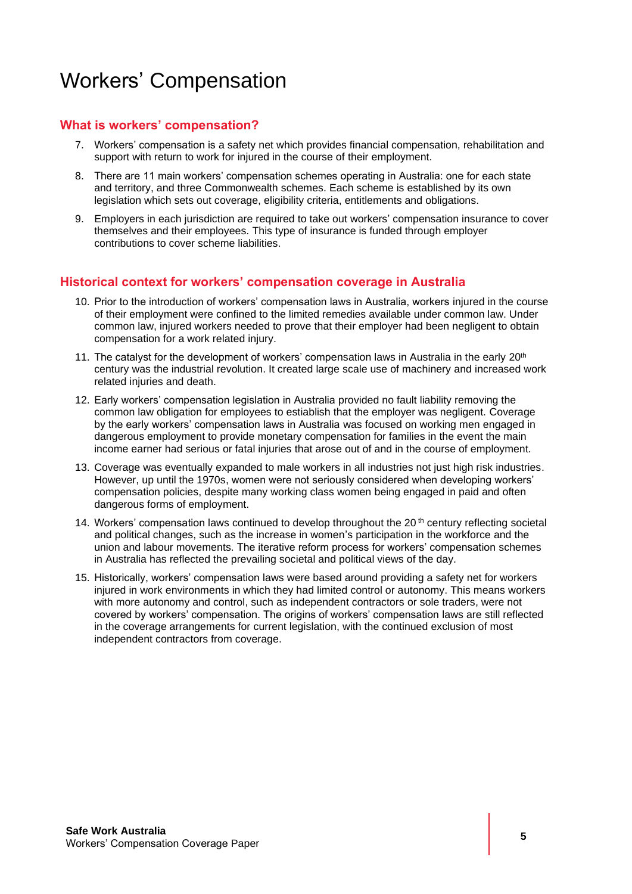# Workers' Compensation

## What is workers' compensation?

7. Workers' compensation is a safety net which provides financial compensation, rehabilitation and support with return to work for injured in the course of their employment.
8. There are 11 main workers' compensation schemes operating in Australia: one for each state and territory, and three Commonwealth schemes. Each scheme is established by its own legislation which sets out coverage, eligibility criteria, entitlements and obligations.
9. Employers in each jurisdiction are required to take out workers' compensation insurance to cover themselves and their employees. This type of insurance is funded through employer contributions to cover scheme liabilities.

## Historical context for workers' compensation coverage in Australia

10. Prior to the introduction of workers' compensation laws in Australia, workers injured in the course of their employment were confined to the limited remedies available under common law. Under common law, injured workers needed to prove that their employer had been negligent to obtain compensation for a work related injury.
11. The catalyst for the development of workers' compensation laws in Australia in the early 20th century was the industrial revolution. It created large scale use of machinery and increased work related injuries and death.
12. Early workers' compensation legislation in Australia provided no fault liability removing the common law obligation for employees to estiablish that the employer was negligent. Coverage by the early workers' compensation laws in Australia was focused on working men engaged in dangerous employment to provide monetary compensation for families in the event the main income earner had serious or fatal injuries that arose out of and in the course of employment.
13. Coverage was eventually expanded to male workers in all industries not just high risk industries. However, up until the 1970s, women were not seriously considered when developing workers' compensation policies, despite many working class women being engaged in paid and often dangerous forms of employment.
14. Workers' compensation laws continued to develop throughout the 20th century reflecting societal and political changes, such as the increase in women's participation in the workforce and the union and labour movements. The iterative reform process for workers' compensation schemes in Australia has reflected the prevailing societal and political views of the day.
15. Historically, workers' compensation laws were based around providing a safety net for workers injured in work environments in which they had limited control or autonomy. This means workers with more autonomy and control, such as independent contractors or sole traders, were not covered by workers' compensation. The origins of workers' compensation laws are still reflected in the coverage arrangements for current legislation, with the continued exclusion of most independent contractors from coverage.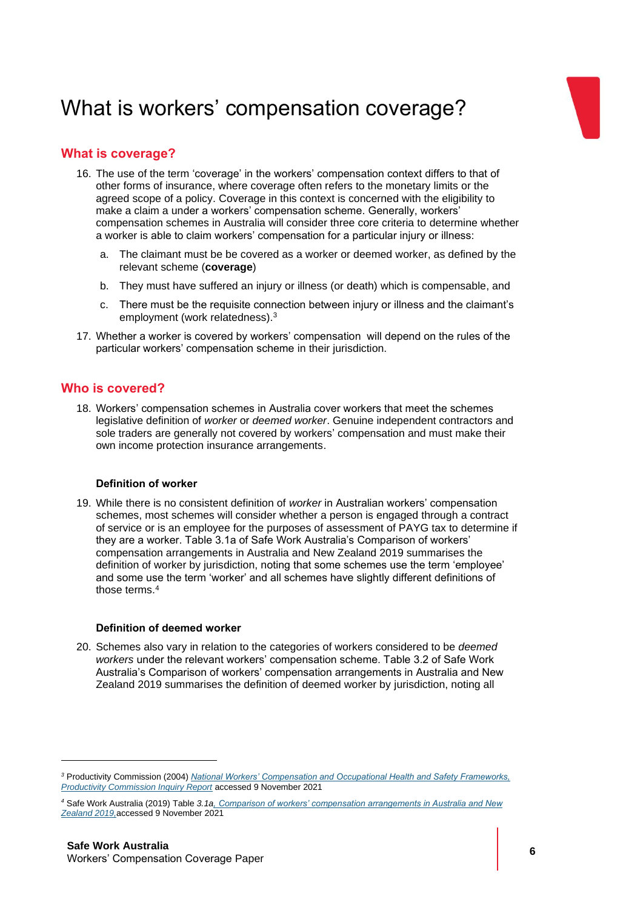# What is workers' compensation coverage?

## What is coverage?

16. The use of the term 'coverage' in the workers' compensation context differs to that of other forms of insurance, where coverage often refers to the monetary limits or the agreed scope of a policy. Coverage in this context is concerned with the eligibility to make a claim a under a workers' compensation scheme. Generally, workers' compensation schemes in Australia will consider three core criteria to determine whether a worker is able to claim workers' compensation for a particular injury or illness:

    a. The claimant must be be covered as a worker or deemed worker, as defined by the relevant scheme (**coverage**)

    b. They must have suffered an injury or illness (or death) which is compensable, and

    c. There must be the requisite connection between injury or illness and the claimant's employment (work relatedness).[3]

17. Whether a worker is covered by workers' compensation  will depend on the rules of the particular workers' compensation scheme in their jurisdiction.

## Who is covered?

18. Workers' compensation schemes in Australia cover workers that meet the schemes legislative definition of *worker* or *deemed worker*. Genuine independent contractors and sole traders are generally not covered by workers' compensation and must make their own income protection insurance arrangements.

### Definition of worker

19. While there is no consistent definition of *worker* in Australian workers' compensation schemes, most schemes will consider whether a person is engaged through a contract of service or is an employee for the purposes of assessment of PAYG tax to determine if they are a worker. Table 3.1a of Safe Work Australia's Comparison of workers' compensation arrangements in Australia and New Zealand 2019 summarises the definition of worker by jurisdiction, noting that some schemes use the term 'employee' and some use the term 'worker' and all schemes have slightly different definitions of those terms.[4]

### Definition of deemed worker

20. Schemes also vary in relation to the categories of workers considered to be *deemed workers* under the relevant workers' compensation scheme. Table 3.2 of Safe Work Australia's Comparison of workers' compensation arrangements in Australia and New Zealand 2019 summarises the definition of deemed worker by jurisdiction, noting all

---

[3] Productivity Commission (2004) *National Workers' Compensation and Occupational Health and Safety Frameworks, Productivity Commission Inquiry Report* accessed 9 November 2021

[4] Safe Work Australia (2019) Table *3.1a, Comparison of workers' compensation arrangements in Australia and New Zealand 2019*, accessed 9 November 2021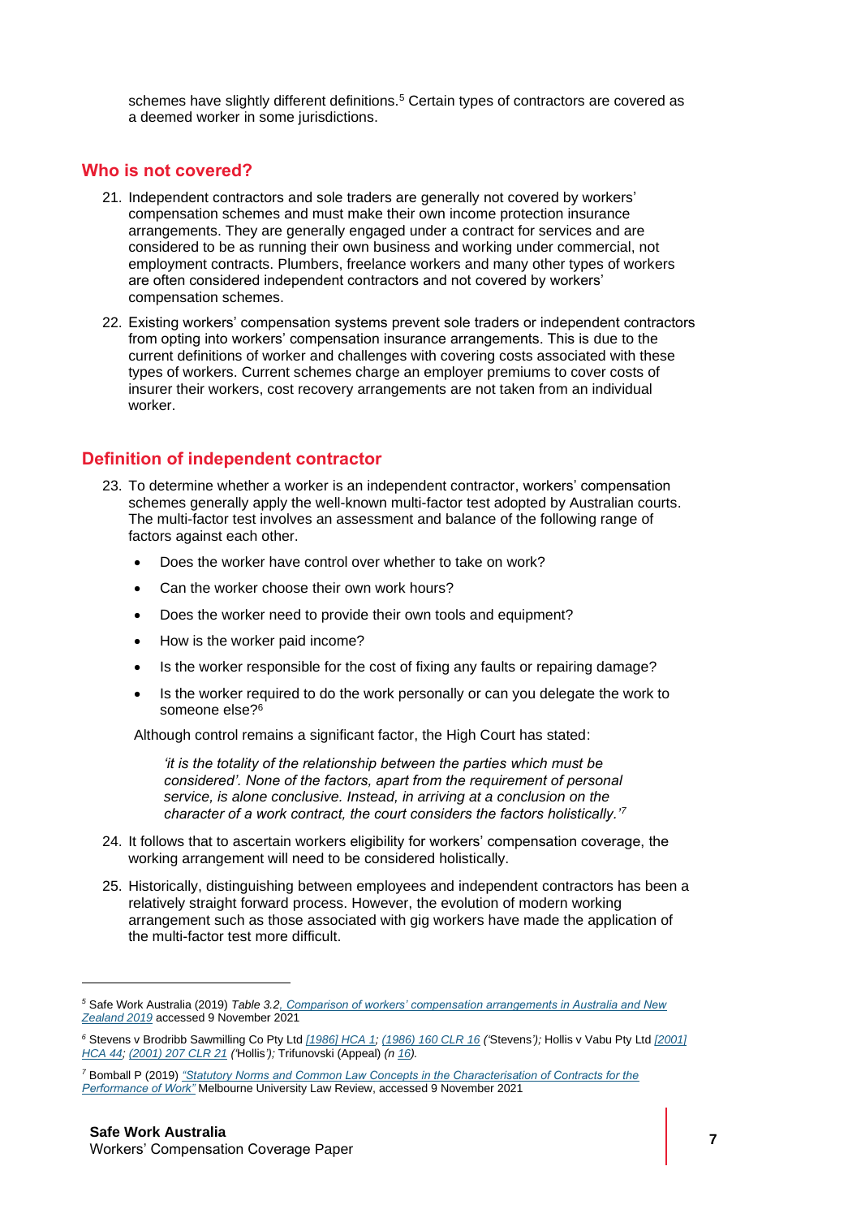schemes have slightly different definitions.[5] Certain types of contractors are covered as a deemed worker in some jurisdictions.

## Who is not covered?

21. Independent contractors and sole traders are generally not covered by workers' compensation schemes and must make their own income protection insurance arrangements. They are generally engaged under a contract for services and are considered to be as running their own business and working under commercial, not employment contracts. Plumbers, freelance workers and many other types of workers are often considered independent contractors and not covered by workers' compensation schemes.

22. Existing workers' compensation systems prevent sole traders or independent contractors from opting into workers' compensation insurance arrangements. This is due to the current definitions of worker and challenges with covering costs associated with these types of workers. Current schemes charge an employer premiums to cover costs of insurer their workers, cost recovery arrangements are not taken from an individual worker.

## Definition of independent contractor

23. To determine whether a worker is an independent contractor, workers' compensation schemes generally apply the well-known multi-factor test adopted by Australian courts. The multi-factor test involves an assessment and balance of the following range of factors against each other.

    - Does the worker have control over whether to take on work?
    - Can the worker choose their own work hours?
    - Does the worker need to provide their own tools and equipment?
    - How is the worker paid income?
    - Is the worker responsible for the cost of fixing any faults or repairing damage?
    - Is the worker required to do the work personally or can you delegate the work to someone else?[6]

    Although control remains a significant factor, the High Court has stated:

    > *'it is the totality of the relationship between the parties which must be considered'. None of the factors, apart from the requirement of personal service, is alone conclusive. Instead, in arriving at a conclusion on the character of a work contract, the court considers the factors holistically.'*[7]

24. It follows that to ascertain workers eligibility for workers' compensation coverage, the working arrangement will need to be considered holistically.

25. Historically, distinguishing between employees and independent contractors has been a relatively straight forward process. However, the evolution of modern working arrangement such as those associated with gig workers have made the application of the multi-factor test more difficult.

---

[5] Safe Work Australia (2019) *Table 3.2, Comparison of workers' compensation arrangements in Australia and New Zealand 2019* accessed 9 November 2021

[6] Stevens v Brodribb Sawmilling Co Pty Ltd *[1986] HCA 1; (1986) 160 CLR 16 ('*Stevens*');* Hollis v Vabu Pty Ltd *[2001] HCA 44; (2001) 207 CLR 21 ('*Hollis*');* Trifunovski (Appeal) *(n 16).*

[7] Bomball P (2019) *"Statutory Norms and Common Law Concepts in the Characterisation of Contracts for the Performance of Work"* Melbourne University Law Review, accessed 9 November 2021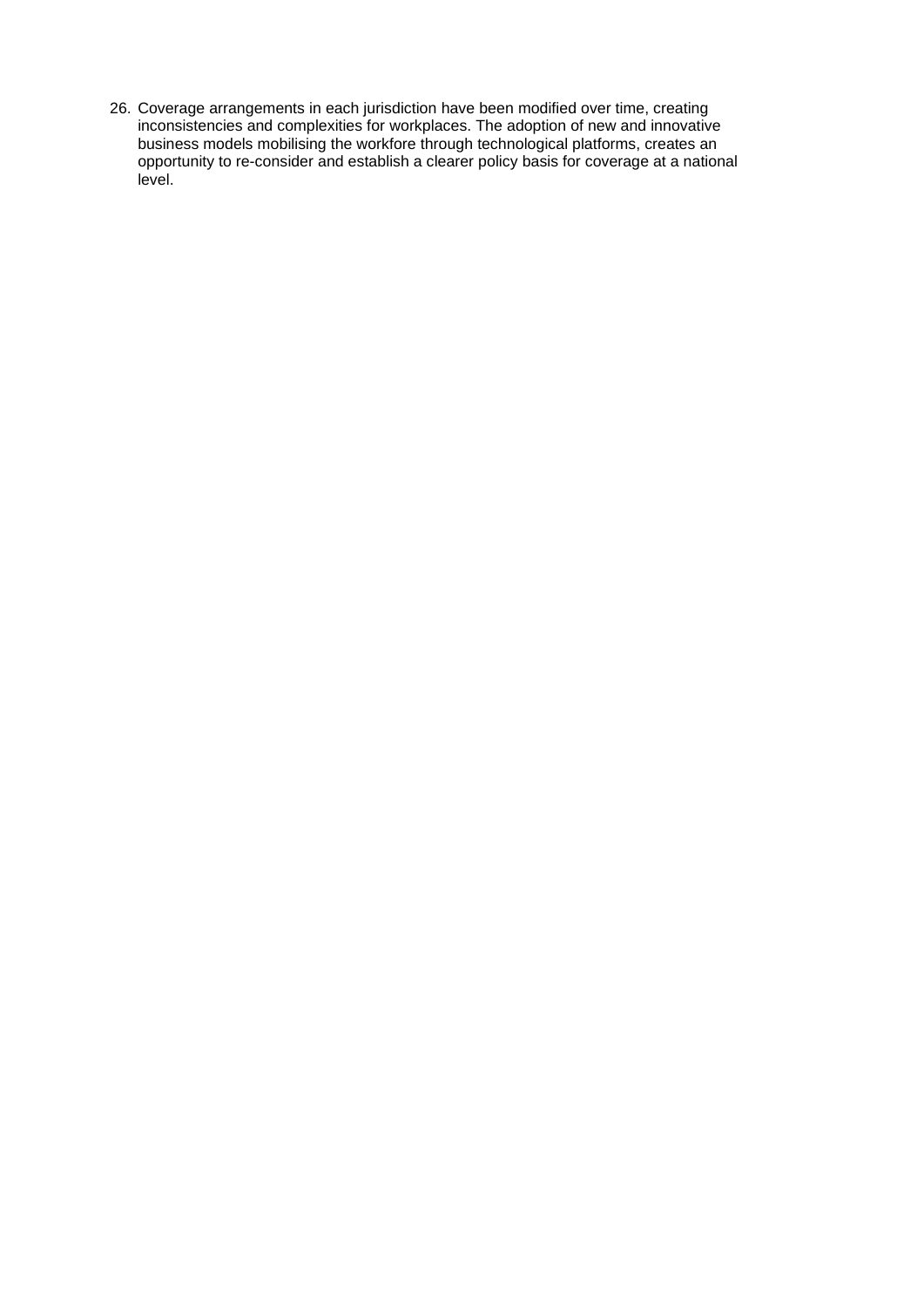26. Coverage arrangements in each jurisdiction have been modified over time, creating inconsistencies and complexities for workplaces. The adoption of new and innovative business models mobilising the workfore through technological platforms, creates an opportunity to re-consider and establish a clearer policy basis for coverage at a national level.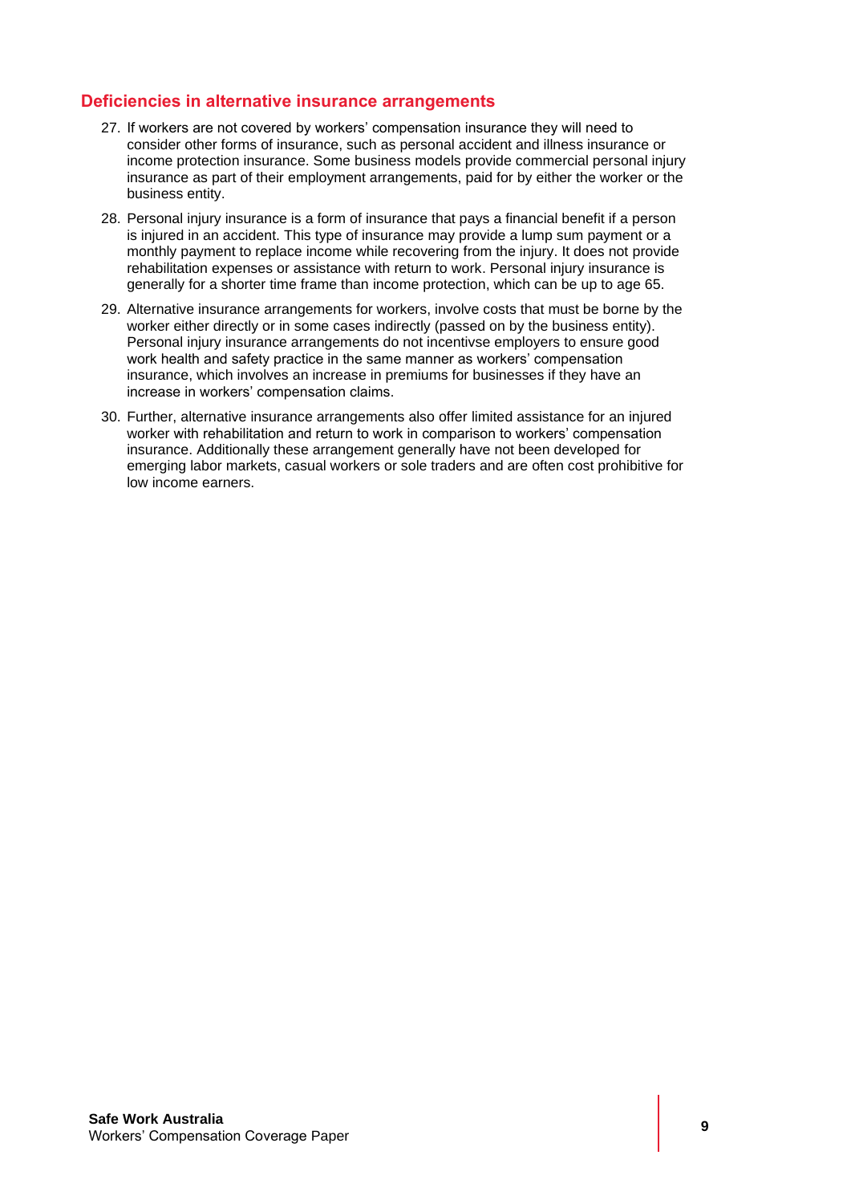## Deficiencies in alternative insurance arrangements

27. If workers are not covered by workers' compensation insurance they will need to consider other forms of insurance, such as personal accident and illness insurance or income protection insurance. Some business models provide commercial personal injury insurance as part of their employment arrangements, paid for by either the worker or the business entity.

28. Personal injury insurance is a form of insurance that pays a financial benefit if a person is injured in an accident. This type of insurance may provide a lump sum payment or a monthly payment to replace income while recovering from the injury. It does not provide rehabilitation expenses or assistance with return to work. Personal injury insurance is generally for a shorter time frame than income protection, which can be up to age 65.

29. Alternative insurance arrangements for workers, involve costs that must be borne by the worker either directly or in some cases indirectly (passed on by the business entity). Personal injury insurance arrangements do not incentivse employers to ensure good work health and safety practice in the same manner as workers' compensation insurance, which involves an increase in premiums for businesses if they have an increase in workers' compensation claims.

30. Further, alternative insurance arrangements also offer limited assistance for an injured worker with rehabilitation and return to work in comparison to workers' compensation insurance. Additionally these arrangement generally have not been developed for emerging labor markets, casual workers or sole traders and are often cost prohibitive for low income earners.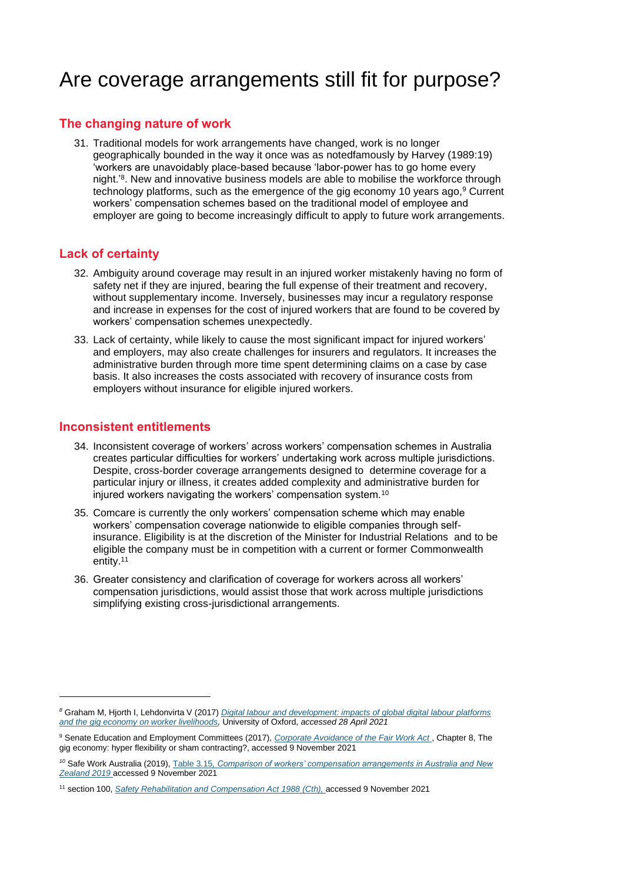# Are coverage arrangements still fit for purpose?

## The changing nature of work

31. Traditional models for work arrangements have changed, work is no longer geographically bounded in the way it once was as notedfamously by Harvey (1989:19) 'workers are unavoidably place-based because 'labor-power has to go home every night.'[8]. New and innovative business models are able to mobilise the workforce through technology platforms, such as the emergence of the gig economy 10 years ago,[9] Current workers' compensation schemes based on the traditional model of employee and employer are going to become increasingly difficult to apply to future work arrangements.

## Lack of certainty

32. Ambiguity around coverage may result in an injured worker mistakenly having no form of safety net if they are injured, bearing the full expense of their treatment and recovery, without supplementary income. Inversely, businesses may incur a regulatory response and increase in expenses for the cost of injured workers that are found to be covered by workers' compensation schemes unexpectedly.

33. Lack of certainty, while likely to cause the most significant impact for injured workers' and employers, may also create challenges for insurers and regulators. It increases the administrative burden through more time spent determining claims on a case by case basis. It also increases the costs associated with recovery of insurance costs from employers without insurance for eligible injured workers.

## Inconsistent entitlements

34. Inconsistent coverage of workers' across workers' compensation schemes in Australia creates particular difficulties for workers' undertaking work across multiple jurisdictions. Despite, cross-border coverage arrangements designed to determine coverage for a particular injury or illness, it creates added complexity and administrative burden for injured workers navigating the workers' compensation system.[10]

35. Comcare is currently the only workers' compensation scheme which may enable workers' compensation coverage nationwide to eligible companies through self-insurance. Eligibility is at the discretion of the Minister for Industrial Relations and to be eligible the company must be in competition with a current or former Commonwealth entity.[11]

36. Greater consistency and clarification of coverage for workers across all workers' compensation jurisdictions, would assist those that work across multiple jurisdictions simplifying existing cross-jurisdictional arrangements.

---

[8] Graham M, Hjorth I, Lehdonvirta V (2017) *Digital labour and development: impacts of global digital labour platforms and the gig economy on worker livelihoods,* University of Oxford, *accessed 28 April 2021*

[9] Senate Education and Employment Committees (2017), *Corporate Avoidance of the Fair Work Act* , Chapter 8, The gig economy: hyper flexibility or sham contracting?, accessed 9 November 2021

[10] Safe Work Australia (2019), Table 3.15, *Comparison of workers' compensation arrangements in Australia and New Zealand 2019* accessed 9 November 2021

[11] section 100, *Safety Rehabilitation and Compensation Act 1988 (Cth),* accessed 9 November 2021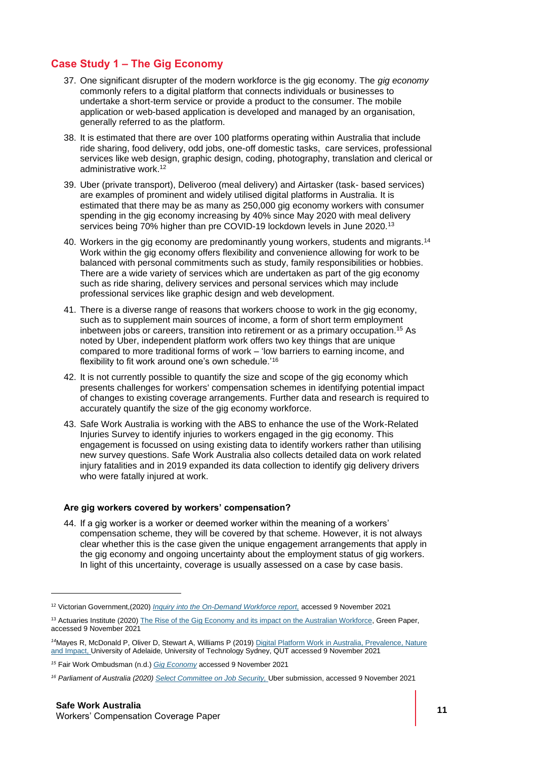## Case Study 1 – The Gig Economy

37. One significant disrupter of the modern workforce is the gig economy. The *gig economy* commonly refers to a digital platform that connects individuals or businesses to undertake a short-term service or provide a product to the consumer. The mobile application or web-based application is developed and managed by an organisation, generally referred to as the platform.

38. It is estimated that there are over 100 platforms operating within Australia that include ride sharing, food delivery, odd jobs, one-off domestic tasks, care services, professional services like web design, graphic design, coding, photography, translation and clerical or administrative work.[12]

39. Uber (private transport), Deliveroo (meal delivery) and Airtasker (task- based services) are examples of prominent and widely utilised digital platforms in Australia. It is estimated that there may be as many as 250,000 gig economy workers with consumer spending in the gig economy increasing by 40% since May 2020 with meal delivery services being 70% higher than pre COVID-19 lockdown levels in June 2020.[13]

40. Workers in the gig economy are predominantly young workers, students and migrants.[14] Work within the gig economy offers flexibility and convenience allowing for work to be balanced with personal commitments such as study, family responsibilities or hobbies. There are a wide variety of services which are undertaken as part of the gig economy such as ride sharing, delivery services and personal services which may include professional services like graphic design and web development.

41. There is a diverse range of reasons that workers choose to work in the gig economy, such as to supplement main sources of income, a form of short term employment inbetween jobs or careers, transition into retirement or as a primary occupation.[15] As noted by Uber, independent platform work offers two key things that are unique compared to more traditional forms of work – 'low barriers to earning income, and flexibility to fit work around one's own schedule.'[16]

42. It is not currently possible to quantify the size and scope of the gig economy which presents challenges for workers' compensation schemes in identifying potential impact of changes to existing coverage arrangements. Further data and research is required to accurately quantify the size of the gig economy workforce.

43. Safe Work Australia is working with the ABS to enhance the use of the Work-Related Injuries Survey to identify injuries to workers engaged in the gig economy. This engagement is focussed on using existing data to identify workers rather than utilising new survey questions. Safe Work Australia also collects detailed data on work related injury fatalities and in 2019 expanded its data collection to identify gig delivery drivers who were fatally injured at work.

### Are gig workers covered by workers' compensation?

44. If a gig worker is a worker or deemed worker within the meaning of a workers' compensation scheme, they will be covered by that scheme. However, it is not always clear whether this is the case given the unique engagement arrangements that apply in the gig economy and ongoing uncertainty about the employment status of gig workers. In light of this uncertainty, coverage is usually assessed on a case by case basis.

---

[12] Victorian Government,(2020) *Inquiry into the On-Demand Workforce report,* accessed 9 November 2021

[13] Actuaries Institute (2020) The Rise of the Gig Economy and its impact on the Australian Workforce, Green Paper, accessed 9 November 2021

[14] Mayes R, McDonald P, Oliver D, Stewart A, Williams P (2019) Digital Platform Work in Australia, Prevalence, Nature and Impact, University of Adelaide, University of Technology Sydney, QUT accessed 9 November 2021

[15] Fair Work Ombudsman (n.d.) *Gig Economy* accessed 9 November 2021

[16] *Parliament of Australia (2020) Select Committee on Job Security,* Uber submission, accessed 9 November 2021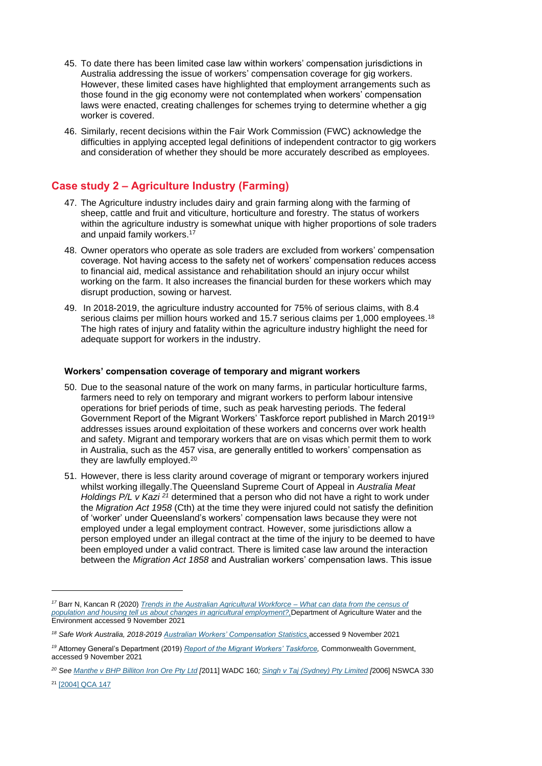45. To date there has been limited case law within workers' compensation jurisdictions in Australia addressing the issue of workers' compensation coverage for gig workers. However, these limited cases have highlighted that employment arrangements such as those found in the gig economy were not contemplated when workers' compensation laws were enacted, creating challenges for schemes trying to determine whether a gig worker is covered.

46. Similarly, recent decisions within the Fair Work Commission (FWC) acknowledge the difficulties in applying accepted legal definitions of independent contractor to gig workers and consideration of whether they should be more accurately described as employees.

## Case study 2 – Agriculture Industry (Farming)

47. The Agriculture industry includes dairy and grain farming along with the farming of sheep, cattle and fruit and viticulture, horticulture and forestry. The status of workers within the agriculture industry is somewhat unique with higher proportions of sole traders and unpaid family workers.[17]

48. Owner operators who operate as sole traders are excluded from workers' compensation coverage. Not having access to the safety net of workers' compensation reduces access to financial aid, medical assistance and rehabilitation should an injury occur whilst working on the farm. It also increases the financial burden for these workers which may disrupt production, sowing or harvest.

49. In 2018-2019, the agriculture industry accounted for 75% of serious claims, with 8.4 serious claims per million hours worked and 15.7 serious claims per 1,000 employees.[18] The high rates of injury and fatality within the agriculture industry highlight the need for adequate support for workers in the industry.

#### Workers' compensation coverage of temporary and migrant workers

50. Due to the seasonal nature of the work on many farms, in particular horticulture farms, farmers need to rely on temporary and migrant workers to perform labour intensive operations for brief periods of time, such as peak harvesting periods. The federal Government Report of the Migrant Workers' Taskforce report published in March 2019[19] addresses issues around exploitation of these workers and concerns over work health and safety. Migrant and temporary workers that are on visas which permit them to work in Australia, such as the 457 visa, are generally entitled to workers' compensation as they are lawfully employed.[20]

51. However, there is less clarity around coverage of migrant or temporary workers injured whilst working illegally.The Queensland Supreme Court of Appeal in *Australia Meat Holdings P/L v Kazi* [21] determined that a person who did not have a right to work under the *Migration Act 1958* (Cth) at the time they were injured could not satisfy the definition of 'worker' under Queensland's workers' compensation laws because they were not employed under a legal employment contract. However, some jurisdictions allow a person employed under an illegal contract at the time of the injury to be deemed to have been employed under a valid contract. There is limited case law around the interaction between the *Migration Act 1858* and Australian workers' compensation laws. This issue

---

[17] Barr N, Kancan R (2020) *Trends in the Australian Agricultural Workforce – What can data from the census of population and housing tell us about changes in agricultural employment?,* Department of Agriculture Water and the Environment accessed 9 November 2021

[18] *Safe Work Australia, 2018-2019 Australian Workers' Compensation Statistics,* accessed 9 November 2021

[19] Attorney General's Department (2019) *Report of the Migrant Workers' Taskforce,* Commonwealth Government, accessed 9 November 2021

[20] *See Manthe v BHP Billiton Iron Ore Pty Ltd [*2011] WADC 160*; Singh v Taj (Sydney) Pty Limited [*2006] NSWCA 330

[21] [2004] QCA 147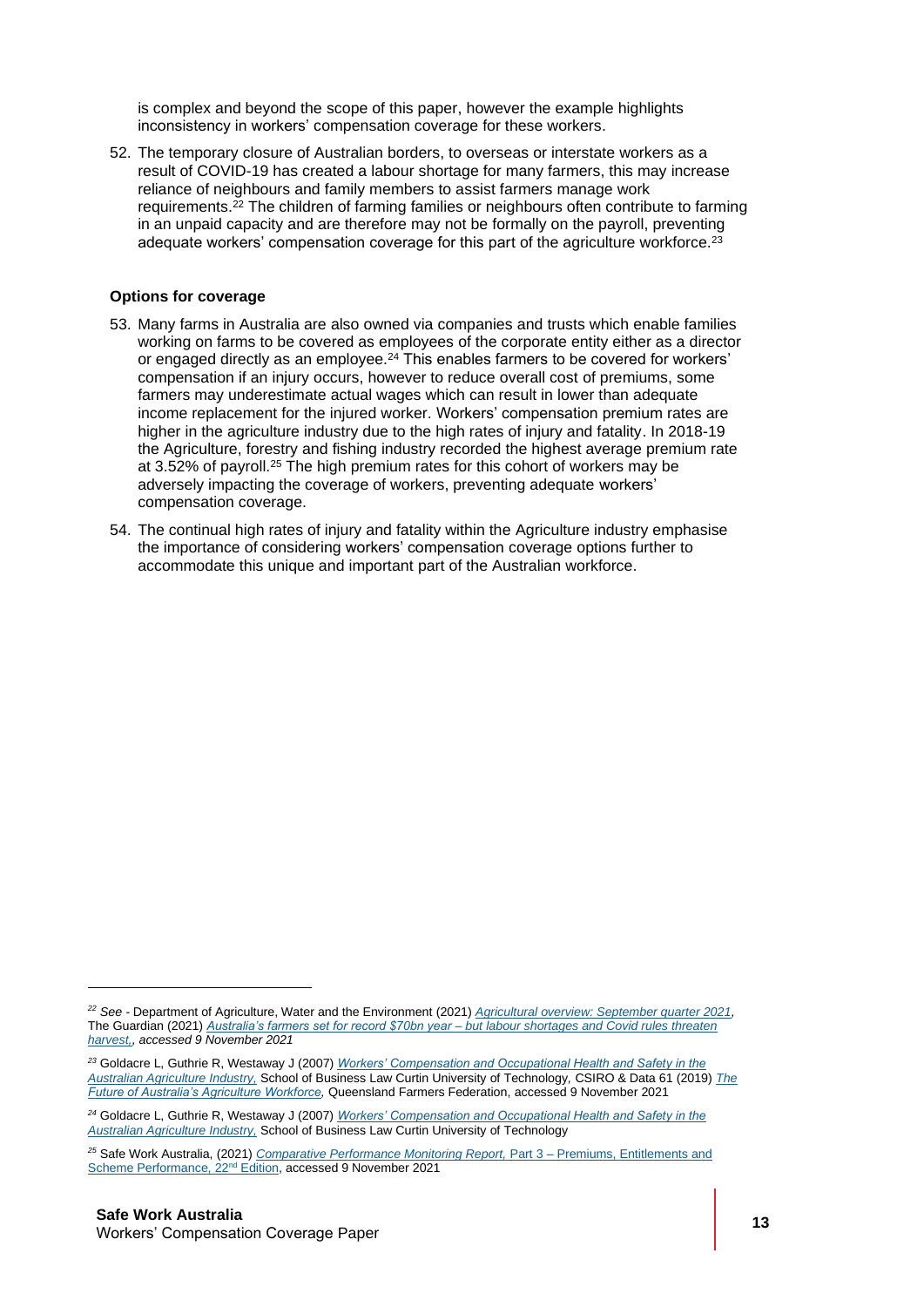is complex and beyond the scope of this paper, however the example highlights inconsistency in workers' compensation coverage for these workers.

52. The temporary closure of Australian borders, to overseas or interstate workers as a result of COVID-19 has created a labour shortage for many farmers, this may increase reliance of neighbours and family members to assist farmers manage work requirements.[22] The children of farming families or neighbours often contribute to farming in an unpaid capacity and are therefore may not be formally on the payroll, preventing adequate workers' compensation coverage for this part of the agriculture workforce.[23]

**Options for coverage**

53. Many farms in Australia are also owned via companies and trusts which enable families working on farms to be covered as employees of the corporate entity either as a director or engaged directly as an employee.[24] This enables farmers to be covered for workers' compensation if an injury occurs, however to reduce overall cost of premiums, some farmers may underestimate actual wages which can result in lower than adequate income replacement for the injured worker. Workers' compensation premium rates are higher in the agriculture industry due to the high rates of injury and fatality. In 2018-19 the Agriculture, forestry and fishing industry recorded the highest average premium rate at 3.52% of payroll.[25] The high premium rates for this cohort of workers may be adversely impacting the coverage of workers, preventing adequate workers' compensation coverage.

54. The continual high rates of injury and fatality within the Agriculture industry emphasise the importance of considering workers' compensation coverage options further to accommodate this unique and important part of the Australian workforce.

---

[22] *See* - Department of Agriculture, Water and the Environment (2021) *Agricultural overview: September quarter 2021,* The Guardian (2021) *Australia's farmers set for record $70bn year – but labour shortages and Covid rules threaten harvest,, accessed 9 November 2021*

[23] Goldacre L, Guthrie R, Westaway J (2007) *Workers' Compensation and Occupational Health and Safety in the Australian Agriculture Industry,* School of Business Law Curtin University of Technology*,* CSIRO & Data 61 (2019) *The Future of Australia's Agriculture Workforce,* Queensland Farmers Federation, accessed 9 November 2021

[24] Goldacre L, Guthrie R, Westaway J (2007) *Workers' Compensation and Occupational Health and Safety in the Australian Agriculture Industry,* School of Business Law Curtin University of Technology

[25] Safe Work Australia, (2021) *Comparative Performance Monitoring Report,* Part 3 – Premiums, Entitlements and Scheme Performance, 22nd Edition, accessed 9 November 2021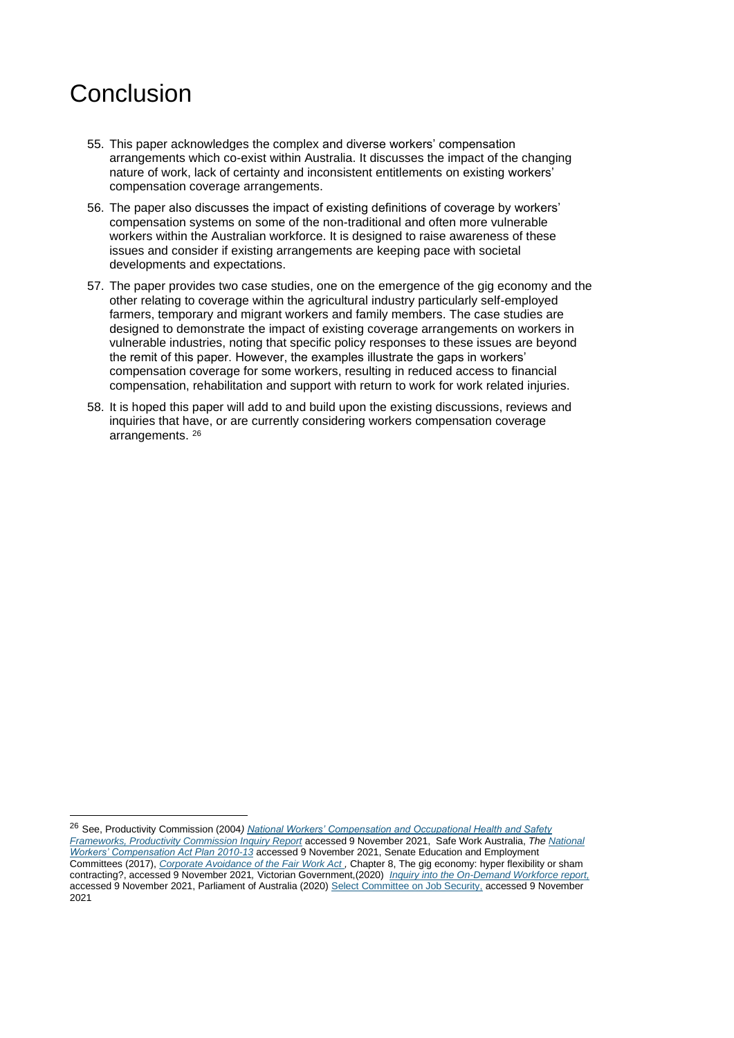# Conclusion

55. This paper acknowledges the complex and diverse workers' compensation arrangements which co-exist within Australia. It discusses the impact of the changing nature of work, lack of certainty and inconsistent entitlements on existing workers' compensation coverage arrangements.

56. The paper also discusses the impact of existing definitions of coverage by workers' compensation systems on some of the non-traditional and often more vulnerable workers within the Australian workforce. It is designed to raise awareness of these issues and consider if existing arrangements are keeping pace with societal developments and expectations.

57. The paper provides two case studies, one on the emergence of the gig economy and the other relating to coverage within the agricultural industry particularly self-employed farmers, temporary and migrant workers and family members. The case studies are designed to demonstrate the impact of existing coverage arrangements on workers in vulnerable industries, noting that specific policy responses to these issues are beyond the remit of this paper. However, the examples illustrate the gaps in workers' compensation coverage for some workers, resulting in reduced access to financial compensation, rehabilitation and support with return to work for work related injuries.

58. It is hoped this paper will add to and build upon the existing discussions, reviews and inquiries that have, or are currently considering workers compensation coverage arrangements. [26]

---

[26] See, Productivity Commission (2004) *National Workers' Compensation and Occupational Health and Safety Frameworks, Productivity Commission Inquiry Report* accessed 9 November 2021, Safe Work Australia, *The National Workers' Compensation Act Plan 2010-13* accessed 9 November 2021, Senate Education and Employment Committees (2017), *Corporate Avoidance of the Fair Work Act* , Chapter 8, The gig economy: hyper flexibility or sham contracting?, accessed 9 November 2021, Victorian Government,(2020) *Inquiry into the On-Demand Workforce report,* accessed 9 November 2021, Parliament of Australia (2020) Select Committee on Job Security, accessed 9 November 2021